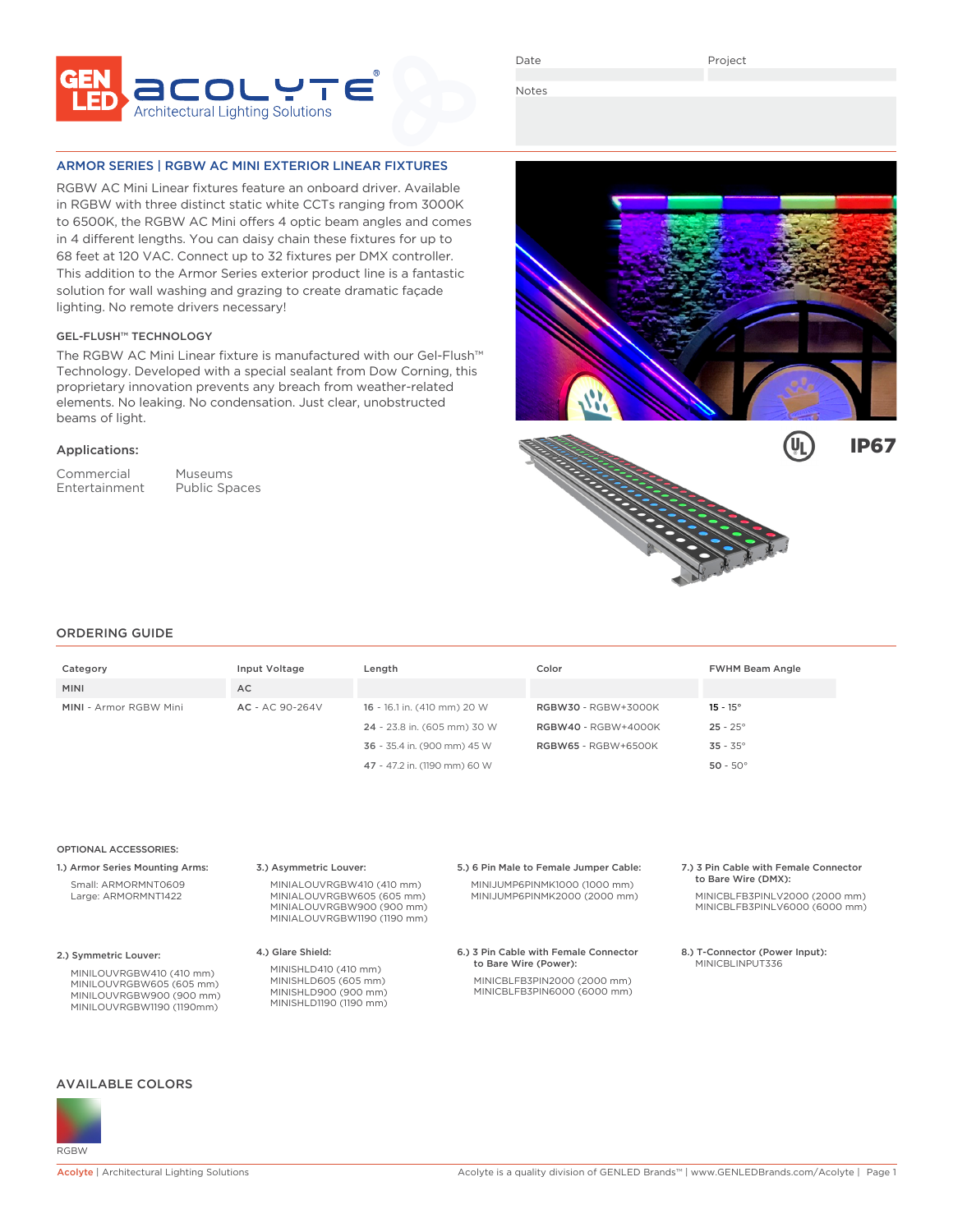Date | Project

Notes

## ARMOR SERIES | RGBW AC MINI EXTERIOR LINEAR FIXTURES

RGBW AC Mini Linear fixtures feature an onboard driver. Available in RGBW with three distinct static white CCTs ranging from 3000K to 6500K, the RGBW AC Mini offers 4 optic beam angles and comes in 4 different lengths. You can daisy chain these fixtures for up to 68 feet at 120 VAC. Connect up to 32 fixtures per DMX controller. This addition to the Armor Series exterior product line is a fantastic solution for wall washing and grazing to create dramatic façade lighting. No remote drivers necessary!

### GEL-FLUSH™ TECHNOLOGY

The RGBW AC Mini Linear fixture is manufactured with our Gel-Flush™ Technology. Developed with a special sealant from Dow Corning, this proprietary innovation prevents any breach from weather-related elements. No leaking. No condensation. Just clear, unobstructed beams of light.

### Applications:

- Commercial
- Entertainment
- Museums
- Public Spaces

IP67

## ORDERING GUIDE

| Category | Input Voltage | Length | Color | FWHM Beam Angle |
|---|---|---|---|---|
| MINI | AC | | | |
| **MINI** - Armor RGBW Mini | **AC** - AC 90-264V | **16** - 16.1 in. (410 mm) 20 W | **RGBW30** - RGBW+3000K | **15** - 15° |
| | | **24** - 23.8 in. (605 mm) 30 W | **RGBW40** - RGBW+4000K | **25** - 25° |
| | | **36** - 35.4 in. (900 mm) 45 W | **RGBW65** - RGBW+6500K | **35** - 35° |
| | | **47** - 47.2 in. (1190 mm) 60 W | | **50** - 50° |

### OPTIONAL ACCESSORIES:

**1.) Armor Series Mounting Arms:**
Small: ARMORMNT0609
Large: ARMORMNT1422

**2.) Symmetric Louver:**
MINILOUVRGBW410 (410 mm)
MINILOUVRGBW605 (605 mm)
MINILOUVRGBW900 (900 mm)
MINILOUVRGBW1190 (1190mm)

**3.) Asymmetric Louver:**
MINIALOUVRGBW410 (410 mm)
MINIALOUVRGBW605 (605 mm)
MINIALOUVRGBW900 (900 mm)
MINIALOUVRGBW1190 (1190 mm)

**4.) Glare Shield:**
MINISHLD410 (410 mm)
MINISHLD605 (605 mm)
MINISHLD900 (900 mm)
MINISHLD1190 (1190 mm)

**5.) 6 Pin Male to Female Jumper Cable:**
MINIJUMP6PINMK1000 (1000 mm)
MINIJUMP6PINMK2000 (2000 mm)

**6.) 3 Pin Cable with Female Connector to Bare Wire (Power):**
MINICBLFB3PIN2000 (2000 mm)
MINICBLFB3PIN6000 (6000 mm)

**7.) 3 Pin Cable with Female Connector to Bare Wire (DMX):**
MINICBLFB3PINLV2000 (2000 mm)
MINICBLFB3PINLV6000 (6000 mm)

**8.) T-Connector (Power Input):**
MINICBLINPUT336

## AVAILABLE COLORS

RGBW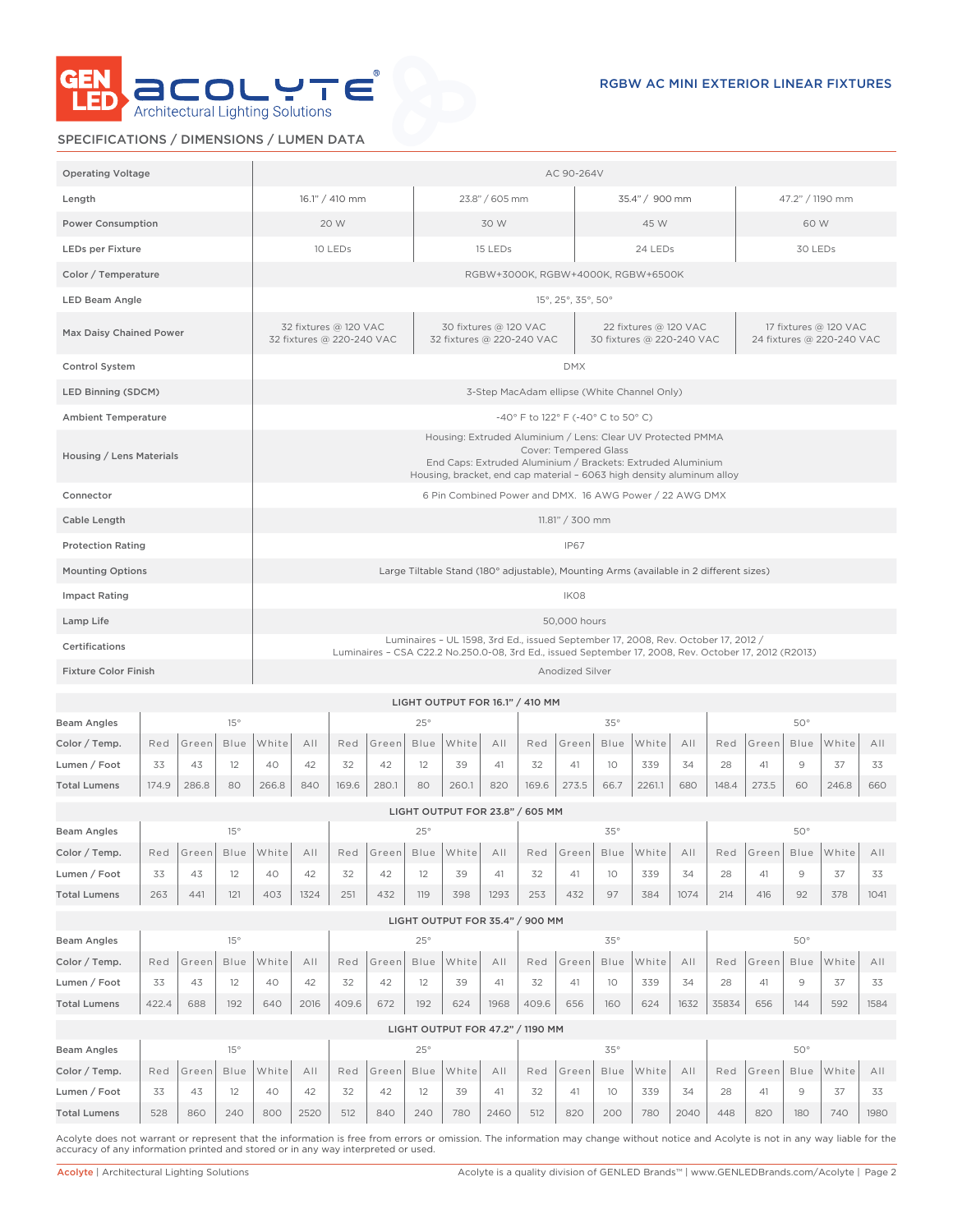# RGBW AC MINI EXTERIOR LINEAR FIXTURES

## SPECIFICATIONS / DIMENSIONS / LUMEN DATA

| | | | | |
|---|---|---|---|---|
| Operating Voltage | AC 90-264V | | | |
| Length | 16.1" / 410 mm | 23.8" / 605 mm | 35.4" / 900 mm | 47.2" / 1190 mm |
| Power Consumption | 20 W | 30 W | 45 W | 60 W |
| LEDs per Fixture | 10 LEDs | 15 LEDs | 24 LEDs | 30 LEDs |
| Color / Temperature | RGBW+3000K, RGBW+4000K, RGBW+6500K | | | |
| LED Beam Angle | 15°, 25°, 35°, 50° | | | |
| Max Daisy Chained Power | 32 fixtures @ 120 VAC<br>32 fixtures @ 220-240 VAC | 30 fixtures @ 120 VAC<br>32 fixtures @ 220-240 VAC | 22 fixtures @ 120 VAC<br>30 fixtures @ 220-240 VAC | 17 fixtures @ 120 VAC<br>24 fixtures @ 220-240 VAC |
| Control System | DMX | | | |
| LED Binning (SDCM) | 3-Step MacAdam ellipse (White Channel Only) | | | |
| Ambient Temperature | -40° F to 122° F (-40° C to 50° C) | | | |
| Housing / Lens Materials | Housing: Extruded Aluminium / Lens: Clear UV Protected PMMA<br>Cover: Tempered Glass<br>End Caps: Extruded Aluminium / Brackets: Extruded Aluminium<br>Housing, bracket, end cap material – 6063 high density aluminum alloy | | | |
| Connector | 6 Pin Combined Power and DMX. 16 AWG Power / 22 AWG DMX | | | |
| Cable Length | 11.81" / 300 mm | | | |
| Protection Rating | IP67 | | | |
| Mounting Options | Large Tiltable Stand (180° adjustable), Mounting Arms (available in 2 different sizes) | | | |
| Impact Rating | IK08 | | | |
| Lamp Life | 50,000 hours | | | |
| Certifications | Luminaires – UL 1598, 3rd Ed., issued September 17, 2008, Rev. October 17, 2012 /<br>Luminaires – CSA C22.2 No.250.0-08, 3rd Ed., issued September 17, 2008, Rev. October 17, 2012 (R2013) | | | |
| Fixture Color Finish | Anodized Silver | | | |

### LIGHT OUTPUT FOR 16.1" / 410 MM

| Beam Angles | 15° | | | | | 25° | | | | | 35° | | | | | 50° | | | | |
|---|---|---|---|---|---|---|---|---|---|---|---|---|---|---|---|---|---|---|---|---|
| Color / Temp. | Red | Green | Blue | White | All | Red | Green | Blue | White | All | Red | Green | Blue | White | All | Red | Green | Blue | White | All |
| Lumen / Foot | 33 | 43 | 12 | 40 | 42 | 32 | 42 | 12 | 39 | 41 | 32 | 41 | 10 | 339 | 34 | 28 | 41 | 9 | 37 | 33 |
| Total Lumens | 174.9 | 286.8 | 80 | 266.8 | 840 | 169.6 | 280.1 | 80 | 260.1 | 820 | 169.6 | 273.5 | 66.7 | 2261.1 | 680 | 148.4 | 273.5 | 60 | 246.8 | 660 |

### LIGHT OUTPUT FOR 23.8" / 605 MM

| Beam Angles | 15° | | | | | 25° | | | | | 35° | | | | | 50° | | | | |
|---|---|---|---|---|---|---|---|---|---|---|---|---|---|---|---|---|---|---|---|---|
| Color / Temp. | Red | Green | Blue | White | All | Red | Green | Blue | White | All | Red | Green | Blue | White | All | Red | Green | Blue | White | All |
| Lumen / Foot | 33 | 43 | 12 | 40 | 42 | 32 | 42 | 12 | 39 | 41 | 32 | 41 | 10 | 339 | 34 | 28 | 41 | 9 | 37 | 33 |
| Total Lumens | 263 | 441 | 121 | 403 | 1324 | 251 | 432 | 119 | 398 | 1293 | 253 | 432 | 97 | 384 | 1074 | 214 | 416 | 92 | 378 | 1041 |

### LIGHT OUTPUT FOR 35.4" / 900 MM

| Beam Angles | 15° | | | | | 25° | | | | | 35° | | | | | 50° | | | | |
|---|---|---|---|---|---|---|---|---|---|---|---|---|---|---|---|---|---|---|---|---|
| Color / Temp. | Red | Green | Blue | White | All | Red | Green | Blue | White | All | Red | Green | Blue | White | All | Red | Green | Blue | White | All |
| Lumen / Foot | 33 | 43 | 12 | 40 | 42 | 32 | 42 | 12 | 39 | 41 | 32 | 41 | 10 | 339 | 34 | 28 | 41 | 9 | 37 | 33 |
| Total Lumens | 422.4 | 688 | 192 | 640 | 2016 | 409.6 | 672 | 192 | 624 | 1968 | 409.6 | 656 | 160 | 624 | 1632 | 35834 | 656 | 144 | 592 | 1584 |

### LIGHT OUTPUT FOR 47.2" / 1190 MM

| Beam Angles | 15° | | | | | 25° | | | | | 35° | | | | | 50° | | | | |
|---|---|---|---|---|---|---|---|---|---|---|---|---|---|---|---|---|---|---|---|---|
| Color / Temp. | Red | Green | Blue | White | All | Red | Green | Blue | White | All | Red | Green | Blue | White | All | Red | Green | Blue | White | All |
| Lumen / Foot | 33 | 43 | 12 | 40 | 42 | 32 | 42 | 12 | 39 | 41 | 32 | 41 | 10 | 339 | 34 | 28 | 41 | 9 | 37 | 33 |
| Total Lumens | 528 | 860 | 240 | 800 | 2520 | 512 | 840 | 240 | 780 | 2460 | 512 | 820 | 200 | 780 | 2040 | 448 | 820 | 180 | 740 | 1980 |

Acolyte does not warrant or represent that the information is free from errors or omission. The information may change without notice and Acolyte is not in any way liable for the accuracy of any information printed and stored or in any way interpreted or used.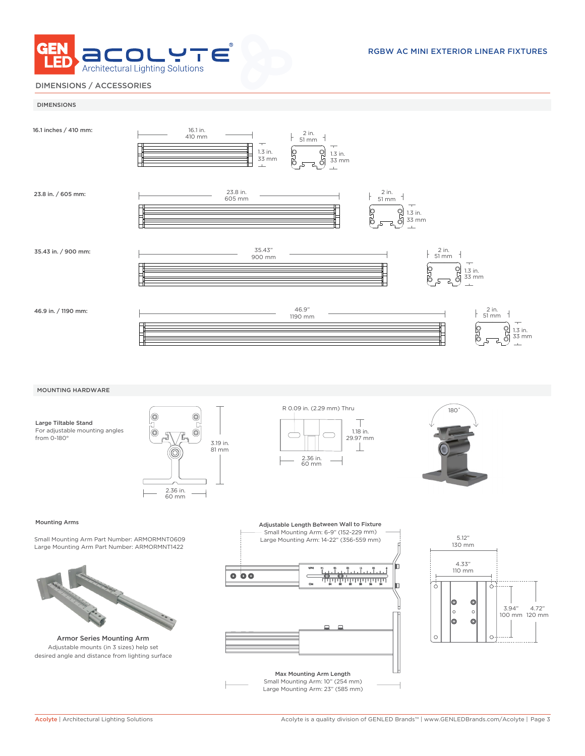# RGBW AC MINI EXTERIOR LINEAR FIXTURES

## DIMENSIONS / ACCESSORIES

### DIMENSIONS

**16.1 inches / 410 mm:**

16.1 in. 410 mm | 1.3 in. 33 mm | 2 in. 51 mm | 1.3 in. 33 mm

**23.8 in. / 605 mm:**

23.8 in. 605 mm | 2 in. 51 mm | 1.3 in. 33 mm

**35.43 in. / 900 mm:**

35.43" 900 mm | 2 in. 51 mm | 1.3 in. 33 mm

**46.9 in. / 1190 mm:**

46.9" 1190 mm | 2 in. 51 mm | 1.3 in. 33 mm

### MOUNTING HARDWARE

**Large Tiltable Stand**
For adjustable mounting angles from 0-180°

3.19 in. 81 mm
2.36 in. 60 mm

R 0.09 in. (2.29 mm) Thru
1.18 in. 29.97 mm
2.36 in. 60 mm

180°

**Mounting Arms**

Small Mounting Arm Part Number: ARMORMNT0609
Large Mounting Arm Part Number: ARMORMNT1422

**Armor Series Mounting Arm**
Adjustable mounts (in 3 sizes) help set desired angle and distance from lighting surface

**Adjustable Length Between Wall to Fixture**
Small Mounting Arm: 6-9" (152-229 mm)
Large Mounting Arm: 14-22" (356-559 mm)

**Max Mounting Arm Length**
Small Mounting Arm: 10" (254 mm)
Large Mounting Arm: 23" (585 mm)

5.12" 130 mm
4.33" 110 mm
3.94" 100 mm
4.72" 120 mm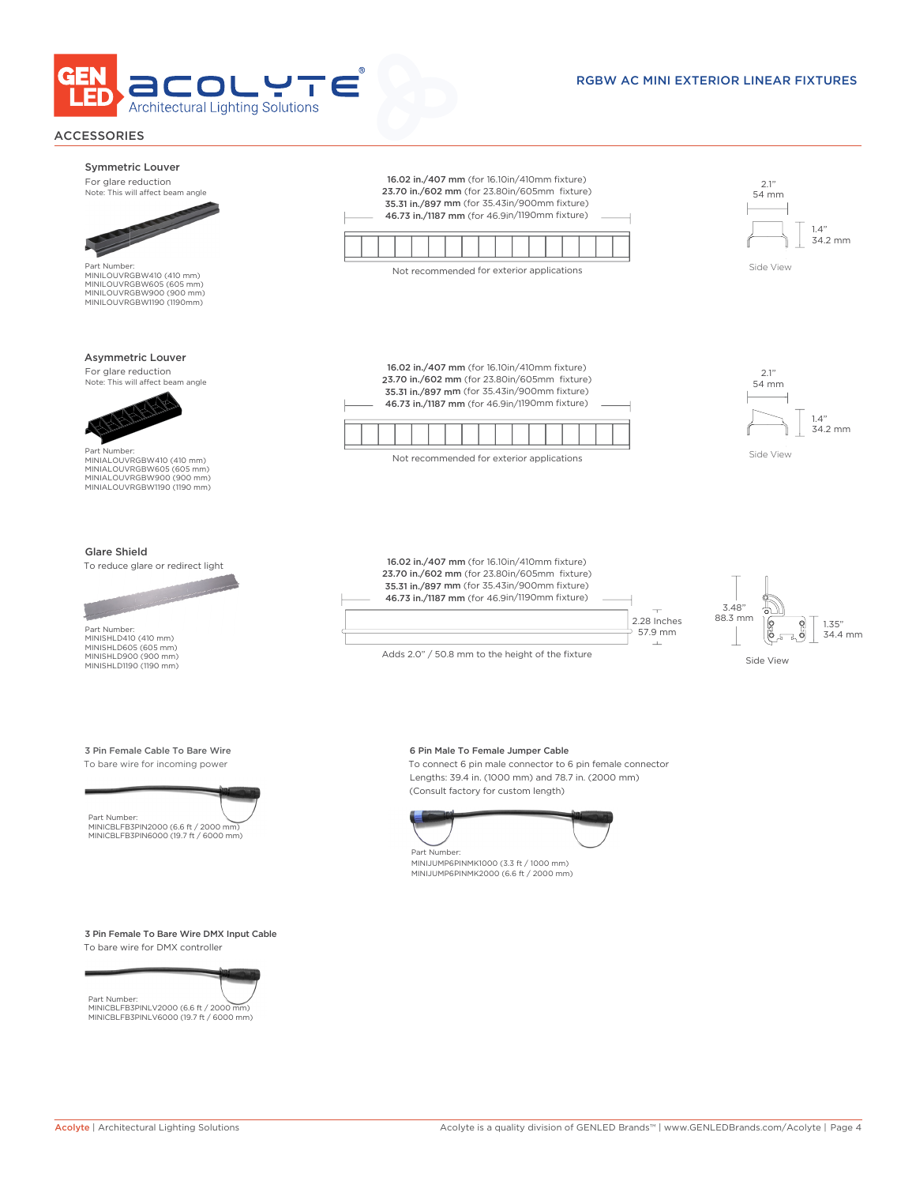RGBW AC MINI EXTERIOR LINEAR FIXTURES

## ACCESSORIES

### Symmetric Louver

For glare reduction
Note: This will affect beam angle

Part Number:
MINILOUVRGBW410 (410 mm)
MINILOUVRGBW605 (605 mm)
MINILOUVRGBW900 (900 mm)
MINILOUVRGBW1190 (1190mm)

**16.02 in./407 mm** (for 16.10in/410mm fixture)
**23.70 in./602 mm** (for 23.80in/605mm fixture)
**35.31 in./897 mm** (for 35.43in/900mm fixture)
**46.73 in./1187 mm** (for 46.9in/1190mm fixture)

Not recommended for exterior applications

2.1"
54 mm

1.4"
34.2 mm

Side View

### Asymmetric Louver

For glare reduction
Note: This will affect beam angle

Part Number:
MINIALOUVRGBW410 (410 mm)
MINIALOUVRGBW605 (605 mm)
MINIALOUVRGBW900 (900 mm)
MINIALOUVRGBW1190 (1190 mm)

**16.02 in./407 mm** (for 16.10in/410mm fixture)
**23.70 in./602 mm** (for 23.80in/605mm fixture)
**35.31 in./897 mm** (for 35.43in/900mm fixture)
**46.73 in./1187 mm** (for 46.9in/1190mm fixture)

Not recommended for exterior applications

2.1"
54 mm

1.4"
34.2 mm

Side View

### Glare Shield

To reduce glare or redirect light

Part Number:
MINISHLD410 (410 mm)
MINISHLD605 (605 mm)
MINISHLD900 (900 mm)
MINISHLD1190 (1190 mm)

**16.02 in./407 mm** (for 16.10in/410mm fixture)
**23.70 in./602 mm** (for 23.80in/605mm fixture)
**35.31 in./897 mm** (for 35.43in/900mm fixture)
**46.73 in./1187 mm** (for 46.9in/1190mm fixture)

2.28 Inches
57.9 mm

Adds 2.0" / 50.8 mm to the height of the fixture

3.48"
88.3 mm

1.35"
34.4 mm

Side View

### 3 Pin Female Cable To Bare Wire

To bare wire for incoming power

Part Number:
MINICBLFB3PIN2000 (6.6 ft / 2000 mm)
MINICBLFB3PIN6000 (19.7 ft / 6000 mm)

### 6 Pin Male To Female Jumper Cable

To connect 6 pin male connector to 6 pin female connector
Lengths: 39.4 in. (1000 mm) and 78.7 in. (2000 mm)
(Consult factory for custom length)

Part Number:
MINIJUMP6PINMK1000 (3.3 ft / 1000 mm)
MINIJUMP6PINMK2000 (6.6 ft / 2000 mm)

### 3 Pin Female To Bare Wire DMX Input Cable

To bare wire for DMX controller

Part Number:
MINICBLFB3PINLV2000 (6.6 ft / 2000 mm)
MINICBLFB3PINLV6000 (19.7 ft / 6000 mm)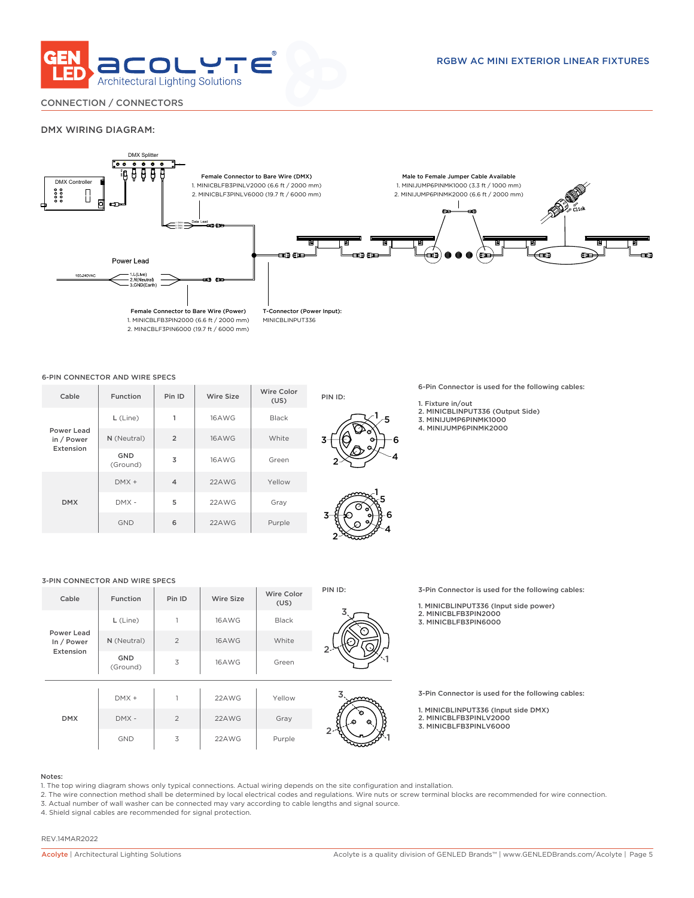## CONNECTION / CONNECTORS

### DMX WIRING DIAGRAM:

DMX Splitter

DMX Controller

Female Connector to Bare Wire (DMX)
1. MINICBLFB3PINLV2000 (6.6 ft / 2000 mm)
2. MINICBLF3PINLV6000 (19.7 ft / 6000 mm)

Male to Female Jumper Cable Available
1. MINIJUMP6PINMK1000 (3.3 ft / 1000 mm)
2. MINIJUMP6PINMK2000 (6.6 ft / 2000 mm)

Data Lead

Click

Power Lead

100-240VAC

1.L(Live)
2.N(Neutral)
3.GND(Earth)

Female Connector to Bare Wire (Power)
1. MINICBLFB3PIN2000 (6.6 ft / 2000 mm)
2. MINICBLF3PIN6000 (19.7 ft / 6000 mm)

T-Connector (Power Input):
MINICBLINPUT336

### 6-PIN CONNECTOR AND WIRE SPECS

| Cable | Function | Pin ID | Wire Size | Wire Color (US) |
|---|---|---|---|---|
| Power Lead in / Power Extension | L (Line) | 1 | 16AWG | Black |
| | N (Neutral) | 2 | 16AWG | White |
| | GND (Ground) | 3 | 16AWG | Green |
| DMX | DMX + | 4 | 22AWG | Yellow |
| | DMX - | 5 | 22AWG | Gray |
| | GND | 6 | 22AWG | Purple |

PIN ID:

6-Pin Connector is used for the following cables:

1. Fixture in/out
2. MINICBLINPUT336 (Output Side)
3. MINIJUMP6PINMK1000
4. MINIJUMP6PINMK2000

### 3-PIN CONNECTOR AND WIRE SPECS

| Cable | Function | Pin ID | Wire Size | Wire Color (US) |
|---|---|---|---|---|
| Power Lead In / Power Extension | L (Line) | 1 | 16AWG | Black |
| | N (Neutral) | 2 | 16AWG | White |
| | GND (Ground) | 3 | 16AWG | Green |
| DMX | DMX + | 1 | 22AWG | Yellow |
| | DMX - | 2 | 22AWG | Gray |
| | GND | 3 | 22AWG | Purple |

PIN ID:

3-Pin Connector is used for the following cables:

1. MINICBLINPUT336 (Input side power)
2. MINICBLFB3PIN2000
3. MINICBLFB3PIN6000

3-Pin Connector is used for the following cables:

1. MINICBLINPUT336 (Input side DMX)
2. MINICBLFB3PINLV2000
3. MINICBLFB3PINLV6000

Notes:
1. The top wiring diagram shows only typical connections. Actual wiring depends on the site configuration and installation.
2. The wire connection method shall be determined by local electrical codes and regulations. Wire nuts or screw terminal blocks are recommended for wire connection.
3. Actual number of wall washer can be connected may vary according to cable lengths and signal source.
4. Shield signal cables are recommended for signal protection.

REV.14MAR2022